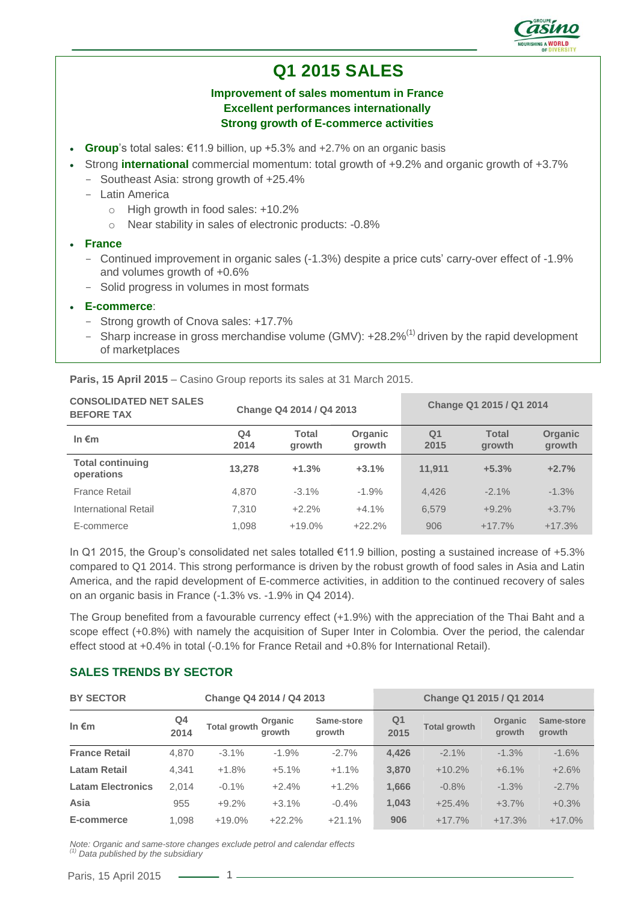# Q1 2015 SALES

**Improvement of sales momentum in France**
**Excellent performances internationally**
**Strong growth of E-commerce activities**

- **Group**'s total sales: €11.9 billion, up +5.3% and +2.7% on an organic basis
- Strong **international** commercial momentum: total growth of +9.2% and organic growth of +3.7%
  - Southeast Asia: strong growth of +25.4%
  - Latin America
    - High growth in food sales: +10.2%
    - Near stability in sales of electronic products: -0.8%
- **France**
  - Continued improvement in organic sales (-1.3%) despite a price cuts' carry-over effect of -1.9% and volumes growth of +0.6%
  - Solid progress in volumes in most formats
- **E-commerce**:
  - Strong growth of Cnova sales: +17.7%
  - Sharp increase in gross merchandise volume (GMV): +28.2%[1] driven by the rapid development of marketplaces

**Paris, 15 April 2015** – Casino Group reports its sales at 31 March 2015.

| CONSOLIDATED NET SALES BEFORE TAX | Change Q4 2014 / Q4 2013 | | | Change Q1 2015 / Q1 2014 | | |
|---|---|---|---|---|---|---|
| In €m | Q4 2014 | Total growth | Organic growth | Q1 2015 | Total growth | Organic growth |
| **Total continuing operations** | **13,278** | **+1.3%** | **+3.1%** | **11,911** | **+5.3%** | **+2.7%** |
| France Retail | 4,870 | -3.1% | -1.9% | 4,426 | -2.1% | -1.3% |
| International Retail | 7,310 | +2.2% | +4.1% | 6,579 | +9.2% | +3.7% |
| E-commerce | 1,098 | +19.0% | +22.2% | 906 | +17.7% | +17.3% |

In Q1 2015, the Group's consolidated net sales totalled €11.9 billion, posting a sustained increase of +5.3% compared to Q1 2014. This strong performance is driven by the robust growth of food sales in Asia and Latin America, and the rapid development of E-commerce activities, in addition to the continued recovery of sales on an organic basis in France (-1.3% vs. -1.9% in Q4 2014).

The Group benefited from a favourable currency effect (+1.9%) with the appreciation of the Thai Baht and a scope effect (+0.8%) with namely the acquisition of Super Inter in Colombia. Over the period, the calendar effect stood at +0.4% in total (-0.1% for France Retail and +0.8% for International Retail).

## SALES TRENDS BY SECTOR

| BY SECTOR | Change Q4 2014 / Q4 2013 | | | | Change Q1 2015 / Q1 2014 | | | |
|---|---|---|---|---|---|---|---|---|
| In €m | Q4 2014 | Total growth | Organic growth | Same-store growth | Q1 2015 | Total growth | Organic growth | Same-store growth |
| **France Retail** | 4,870 | -3.1% | -1.9% | -2.7% | **4,426** | -2.1% | -1.3% | -1.6% |
| **Latam Retail** | 4,341 | +1.8% | +5.1% | +1.1% | **3,870** | +10.2% | +6.1% | +2.6% |
| **Latam Electronics** | 2,014 | -0.1% | +2.4% | +1.2% | **1,666** | -0.8% | -1.3% | -2.7% |
| **Asia** | 955 | +9.2% | +3.1% | -0.4% | **1,043** | +25.4% | +3.7% | +0.3% |
| **E-commerce** | 1,098 | +19.0% | +22.2% | +21.1% | **906** | +17.7% | +17.3% | +17.0% |

*Note: Organic and same-store changes exclude petrol and calendar effects*
*[1] Data published by the subsidiary*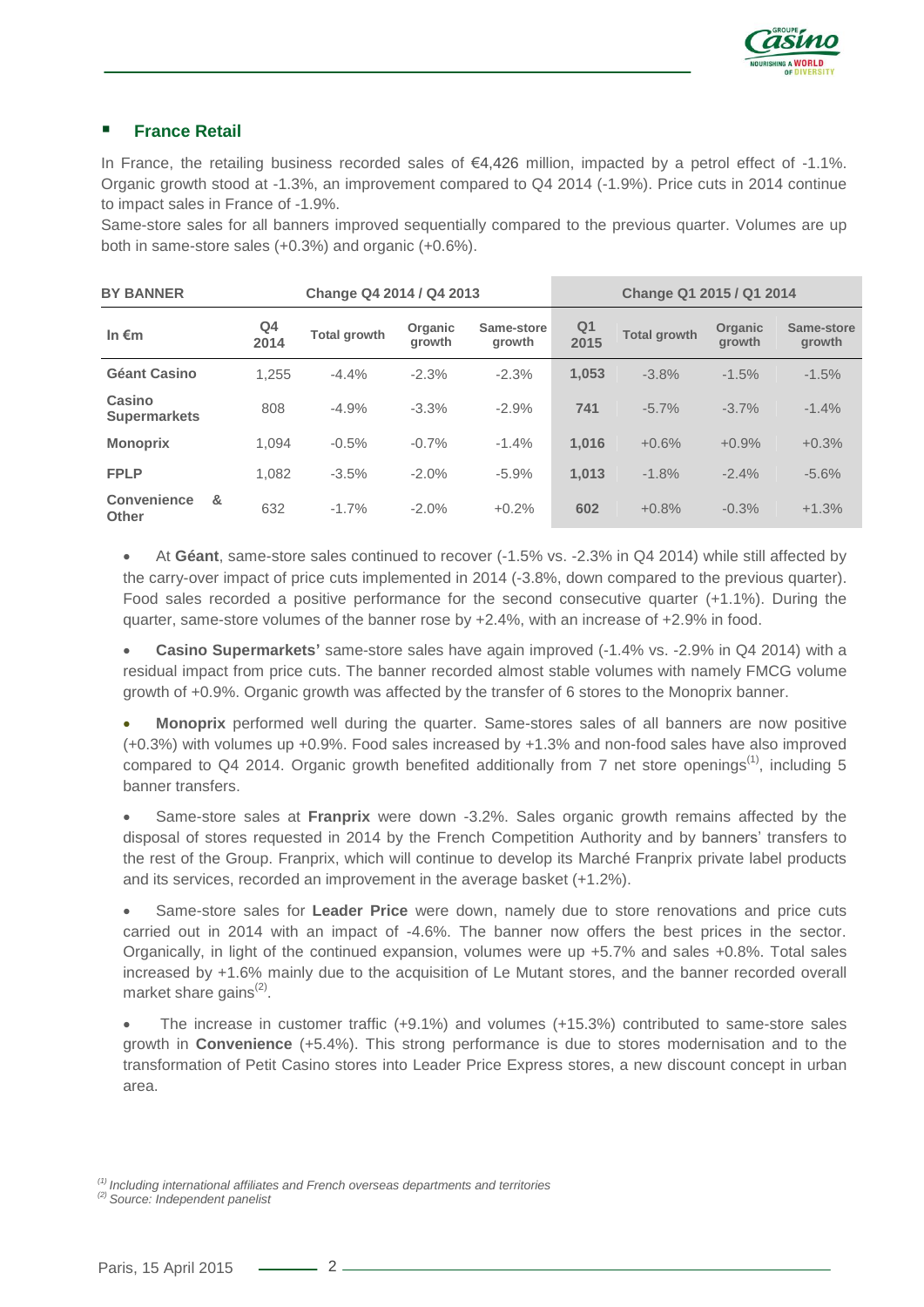## France Retail

In France, the retailing business recorded sales of €4,426 million, impacted by a petrol effect of -1.1%. Organic growth stood at -1.3%, an improvement compared to Q4 2014 (-1.9%). Price cuts in 2014 continue to impact sales in France of -1.9%.

Same-store sales for all banners improved sequentially compared to the previous quarter. Volumes are up both in same-store sales (+0.3%) and organic (+0.6%).

| BY BANNER | Change Q4 2014 / Q4 2013 | | | | Change Q1 2015 / Q1 2014 | | | |
|---|---|---|---|---|---|---|---|---|
| In €m | Q4 2014 | Total growth | Organic growth | Same-store growth | Q1 2015 | Total growth | Organic growth | Same-store growth |
| **Géant Casino** | 1,255 | -4.4% | -2.3% | -2.3% | **1,053** | -3.8% | -1.5% | -1.5% |
| **Casino Supermarkets** | 808 | -4.9% | -3.3% | -2.9% | **741** | -5.7% | -3.7% | -1.4% |
| **Monoprix** | 1,094 | -0.5% | -0.7% | -1.4% | **1,016** | +0.6% | +0.9% | +0.3% |
| **FPLP** | 1,082 | -3.5% | -2.0% | -5.9% | **1,013** | -1.8% | -2.4% | -5.6% |
| **Convenience & Other** | 632 | -1.7% | -2.0% | +0.2% | **602** | +0.8% | -0.3% | +1.3% |

- At **Géant**, same-store sales continued to recover (-1.5% vs. -2.3% in Q4 2014) while still affected by the carry-over impact of price cuts implemented in 2014 (-3.8%, down compared to the previous quarter). Food sales recorded a positive performance for the second consecutive quarter (+1.1%). During the quarter, same-store volumes of the banner rose by +2.4%, with an increase of +2.9% in food.

- **Casino Supermarkets'** same-store sales have again improved (-1.4% vs. -2.9% in Q4 2014) with a residual impact from price cuts. The banner recorded almost stable volumes with namely FMCG volume growth of +0.9%. Organic growth was affected by the transfer of 6 stores to the Monoprix banner.

- **Monoprix** performed well during the quarter. Same-stores sales of all banners are now positive (+0.3%) with volumes up +0.9%. Food sales increased by +1.3% and non-food sales have also improved compared to Q4 2014. Organic growth benefited additionally from 7 net store openings[1], including 5 banner transfers.

- Same-store sales at **Franprix** were down -3.2%. Sales organic growth remains affected by the disposal of stores requested in 2014 by the French Competition Authority and by banners' transfers to the rest of the Group. Franprix, which will continue to develop its Marché Franprix private label products and its services, recorded an improvement in the average basket (+1.2%).

- Same-store sales for **Leader Price** were down, namely due to store renovations and price cuts carried out in 2014 with an impact of -4.6%. The banner now offers the best prices in the sector. Organically, in light of the continued expansion, volumes were up +5.7% and sales +0.8%. Total sales increased by +1.6% mainly due to the acquisition of Le Mutant stores, and the banner recorded overall market share gains[2].

- The increase in customer traffic (+9.1%) and volumes (+15.3%) contributed to same-store sales growth in **Convenience** (+5.4%). This strong performance is due to stores modernisation and to the transformation of Petit Casino stores into Leader Price Express stores, a new discount concept in urban area.

*[1] Including international affiliates and French overseas departments and territories*
*[2] Source: Independent panelist*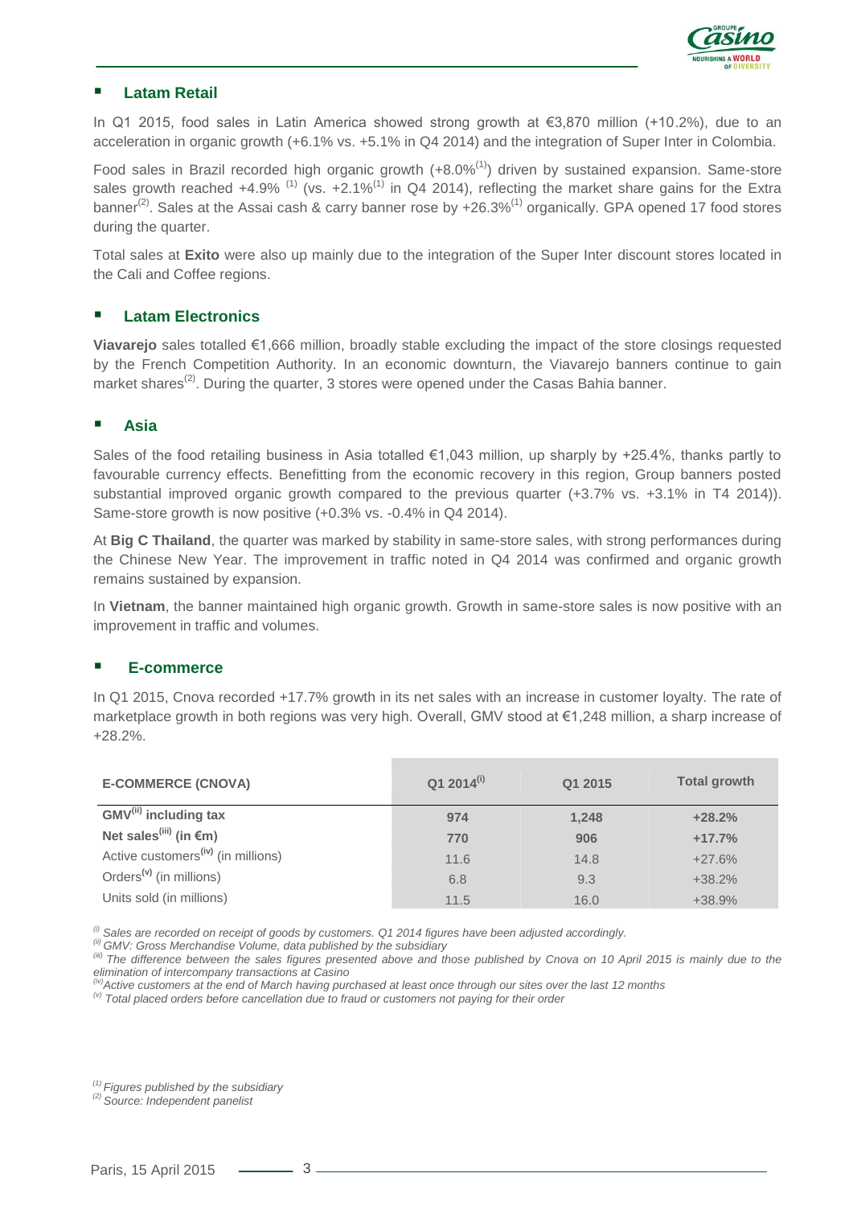## Latam Retail

In Q1 2015, food sales in Latin America showed strong growth at €3,870 million (+10.2%), due to an acceleration in organic growth (+6.1% vs. +5.1% in Q4 2014) and the integration of Super Inter in Colombia.

Food sales in Brazil recorded high organic growth (+8.0%[1]) driven by sustained expansion. Same-store sales growth reached +4.9% [1] (vs. +2.1%[1] in Q4 2014), reflecting the market share gains for the Extra banner[2]. Sales at the Assai cash & carry banner rose by +26.3%[1] organically. GPA opened 17 food stores during the quarter.

Total sales at **Exito** were also up mainly due to the integration of the Super Inter discount stores located in the Cali and Coffee regions.

## Latam Electronics

**Viavarejo** sales totalled €1,666 million, broadly stable excluding the impact of the store closings requested by the French Competition Authority. In an economic downturn, the Viavarejo banners continue to gain market shares[2]. During the quarter, 3 stores were opened under the Casas Bahia banner.

## Asia

Sales of the food retailing business in Asia totalled €1,043 million, up sharply by +25.4%, thanks partly to favourable currency effects. Benefitting from the economic recovery in this region, Group banners posted substantial improved organic growth compared to the previous quarter (+3.7% vs. +3.1% in T4 2014)). Same-store growth is now positive (+0.3% vs. -0.4% in Q4 2014).

At **Big C Thailand**, the quarter was marked by stability in same-store sales, with strong performances during the Chinese New Year. The improvement in traffic noted in Q4 2014 was confirmed and organic growth remains sustained by expansion.

In **Vietnam**, the banner maintained high organic growth. Growth in same-store sales is now positive with an improvement in traffic and volumes.

## E-commerce

In Q1 2015, Cnova recorded +17.7% growth in its net sales with an increase in customer loyalty. The rate of marketplace growth in both regions was very high. Overall, GMV stood at €1,248 million, a sharp increase of +28.2%.

| E-COMMERCE (CNOVA) | Q1 2014[i] | Q1 2015 | Total growth |
|---|---|---|---|
| **GMV[ii] including tax** | **974** | **1,248** | **+28.2%** |
| **Net sales[iii] (in €m)** | **770** | **906** | **+17.7%** |
| Active customers[iv] (in millions) | 11.6 | 14.8 | +27.6% |
| Orders[v] (in millions) | 6.8 | 9.3 | +38.2% |
| Units sold (in millions) | 11.5 | 16.0 | +38.9% |

*[i] Sales are recorded on receipt of goods by customers. Q1 2014 figures have been adjusted accordingly.*
*[ii] GMV: Gross Merchandise Volume, data published by the subsidiary*
*[iii] The difference between the sales figures presented above and those published by Cnova on 10 April 2015 is mainly due to the elimination of intercompany transactions at Casino*
*[iv] Active customers at the end of March having purchased at least once through our sites over the last 12 months*
*[v] Total placed orders before cancellation due to fraud or customers not paying for their order*

*[1] Figures published by the subsidiary*
*[2] Source: Independent panelist*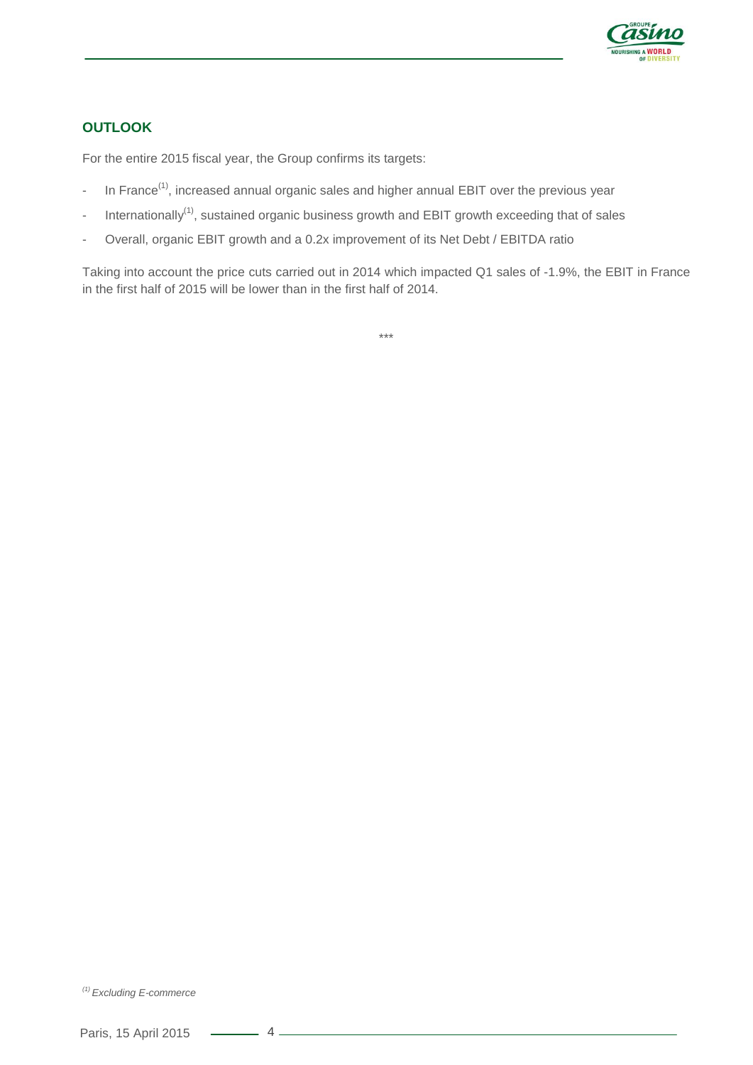## OUTLOOK

For the entire 2015 fiscal year, the Group confirms its targets:

- In France[1], increased annual organic sales and higher annual EBIT over the previous year
- Internationally[1], sustained organic business growth and EBIT growth exceeding that of sales
- Overall, organic EBIT growth and a 0.2x improvement of its Net Debt / EBITDA ratio

Taking into account the price cuts carried out in 2014 which impacted Q1 sales of -1.9%, the EBIT in France in the first half of 2015 will be lower than in the first half of 2014.

\*\*\*

*[1] Excluding E-commerce*

Paris, 15 April 2015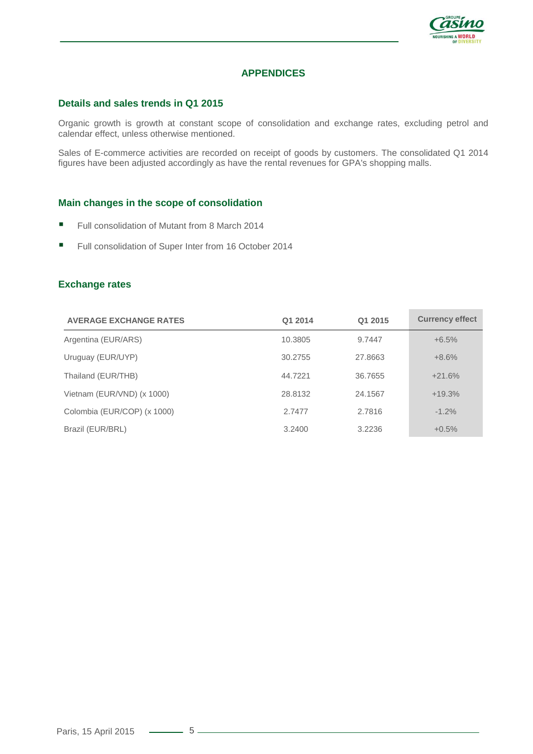# APPENDICES

## Details and sales trends in Q1 2015

Organic growth is growth at constant scope of consolidation and exchange rates, excluding petrol and calendar effect, unless otherwise mentioned.

Sales of E-commerce activities are recorded on receipt of goods by customers. The consolidated Q1 2014 figures have been adjusted accordingly as have the rental revenues for GPA's shopping malls.

## Main changes in the scope of consolidation

- Full consolidation of Mutant from 8 March 2014
- Full consolidation of Super Inter from 16 October 2014

## Exchange rates

| AVERAGE EXCHANGE RATES | Q1 2014 | Q1 2015 | Currency effect |
|---|---|---|---|
| Argentina (EUR/ARS) | 10.3805 | 9.7447 | +6.5% |
| Uruguay (EUR/UYP) | 30.2755 | 27.8663 | +8.6% |
| Thailand (EUR/THB) | 44.7221 | 36.7655 | +21.6% |
| Vietnam (EUR/VND) (x 1000) | 28.8132 | 24.1567 | +19.3% |
| Colombia (EUR/COP) (x 1000) | 2.7477 | 2.7816 | -1.2% |
| Brazil (EUR/BRL) | 3.2400 | 3.2236 | +0.5% |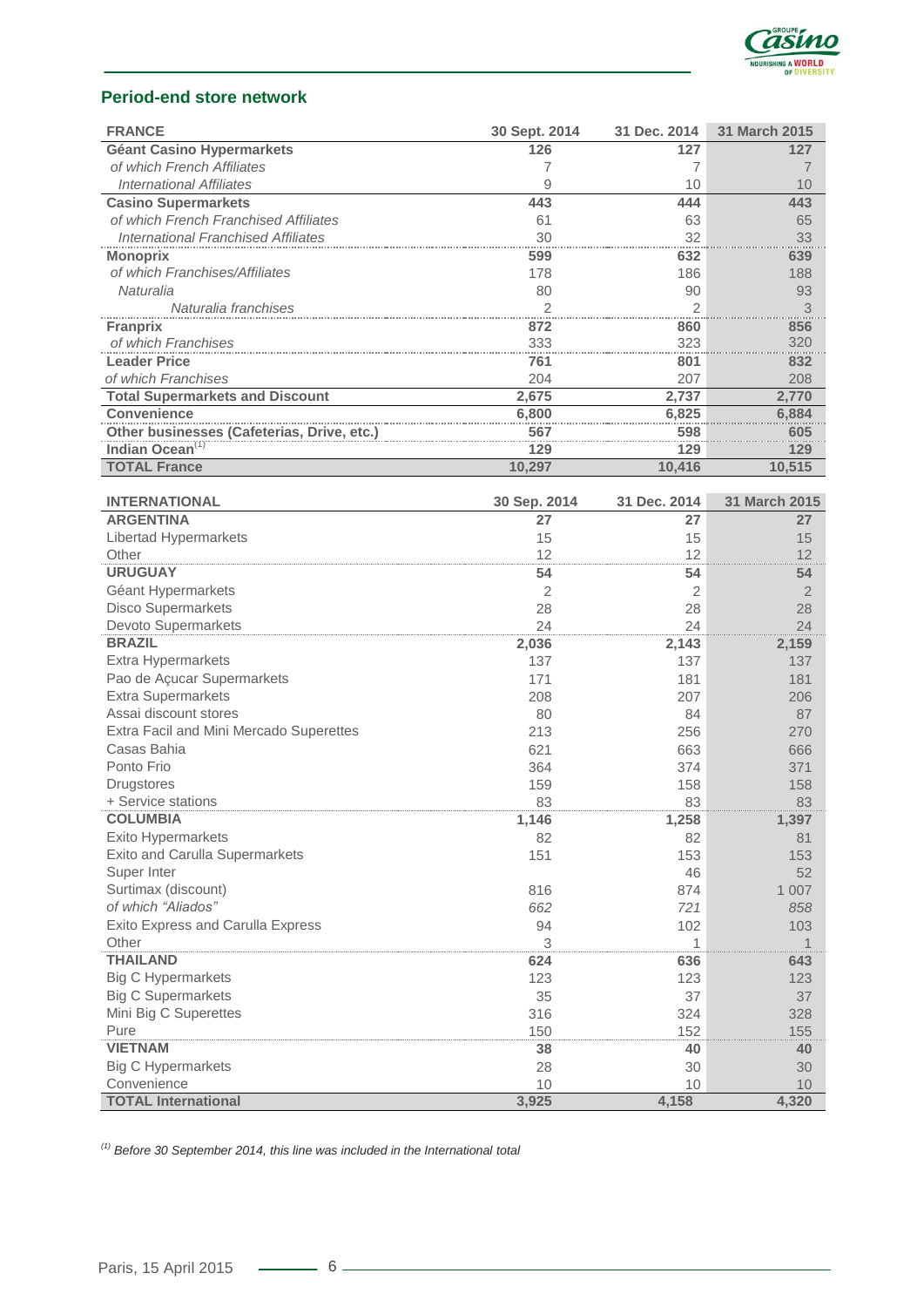## Period-end store network

| FRANCE | 30 Sept. 2014 | 31 Dec. 2014 | 31 March 2015 |
|---|---|---|---|
| **Géant Casino Hypermarkets** | **126** | **127** | **127** |
| *of which French Affiliates* | 7 | 7 | 7 |
| *International Affiliates* | 9 | 10 | 10 |
| **Casino Supermarkets** | **443** | **444** | **443** |
| *of which French Franchised Affiliates* | 61 | 63 | 65 |
| *International Franchised Affiliates* | 30 | 32 | 33 |
| **Monoprix** | **599** | **632** | **639** |
| *of which Franchises/Affiliates* | 178 | 186 | 188 |
| *Naturalia* | 80 | 90 | 93 |
| *Naturalia franchises* | 2 | 2 | 3 |
| **Franprix** | **872** | **860** | **856** |
| *of which Franchises* | 333 | 323 | 320 |
| **Leader Price** | **761** | **801** | **832** |
| *of which Franchises* | 204 | 207 | 208 |
| **Total Supermarkets and Discount** | **2,675** | **2,737** | **2,770** |
| **Convenience** | **6,800** | **6,825** | **6,884** |
| **Other businesses (Cafeterias, Drive, etc.)** | **567** | **598** | **605** |
| **Indian Ocean**[(1)] | **129** | **129** | **129** |
| **TOTAL France** | **10,297** | **10,416** | **10,515** |

| INTERNATIONAL | 30 Sep. 2014 | 31 Dec. 2014 | 31 March 2015 |
|---|---|---|---|
| **ARGENTINA** | **27** | **27** | **27** |
| Libertad Hypermarkets | 15 | 15 | 15 |
| Other | 12 | 12 | 12 |
| **URUGUAY** | **54** | **54** | **54** |
| Géant Hypermarkets | 2 | 2 | 2 |
| Disco Supermarkets | 28 | 28 | 28 |
| Devoto Supermarkets | 24 | 24 | 24 |
| **BRAZIL** | **2,036** | **2,143** | **2,159** |
| Extra Hypermarkets | 137 | 137 | 137 |
| Pao de Açucar Supermarkets | 171 | 181 | 181 |
| Extra Supermarkets | 208 | 207 | 206 |
| Assai discount stores | 80 | 84 | 87 |
| Extra Facil and Mini Mercado Superettes | 213 | 256 | 270 |
| Casas Bahia | 621 | 663 | 666 |
| Ponto Frio | 364 | 374 | 371 |
| Drugstores | 159 | 158 | 158 |
| + Service stations | 83 | 83 | 83 |
| **COLUMBIA** | **1,146** | **1,258** | **1,397** |
| Exito Hypermarkets | 82 | 82 | 81 |
| Exito and Carulla Supermarkets | 151 | 153 | 153 |
| Super Inter | | 46 | 52 |
| Surtimax (discount) | 816 | 874 | 1 007 |
| *of which "Aliados"* | *662* | *721* | *858* |
| Exito Express and Carulla Express | 94 | 102 | 103 |
| Other | 3 | 1 | 1 |
| **THAILAND** | **624** | **636** | **643** |
| Big C Hypermarkets | 123 | 123 | 123 |
| Big C Supermarkets | 35 | 37 | 37 |
| Mini Big C Superettes | 316 | 324 | 328 |
| Pure | 150 | 152 | 155 |
| **VIETNAM** | **38** | **40** | **40** |
| Big C Hypermarkets | 28 | 30 | 30 |
| Convenience | 10 | 10 | 10 |
| **TOTAL International** | **3,925** | **4,158** | **4,320** |

*[(1)] Before 30 September 2014, this line was included in the International total*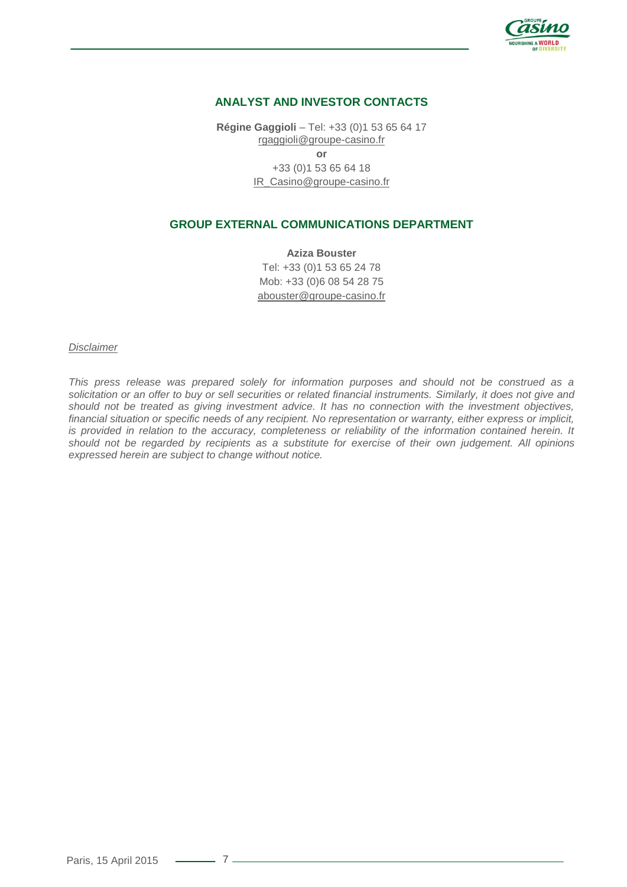## ANALYST AND INVESTOR CONTACTS

**Régine Gaggioli** – Tel: +33 (0)1 53 65 64 17
rgaggioli@groupe-casino.fr
**or**
+33 (0)1 53 65 64 18
IR_Casino@groupe-casino.fr

## GROUP EXTERNAL COMMUNICATIONS DEPARTMENT

**Aziza Bouster**
Tel: +33 (0)1 53 65 24 78
Mob: +33 (0)6 08 54 28 75
abouster@groupe-casino.fr

*Disclaimer*

*This press release was prepared solely for information purposes and should not be construed as a solicitation or an offer to buy or sell securities or related financial instruments. Similarly, it does not give and should not be treated as giving investment advice. It has no connection with the investment objectives, financial situation or specific needs of any recipient. No representation or warranty, either express or implicit, is provided in relation to the accuracy, completeness or reliability of the information contained herein. It should not be regarded by recipients as a substitute for exercise of their own judgement. All opinions expressed herein are subject to change without notice.*